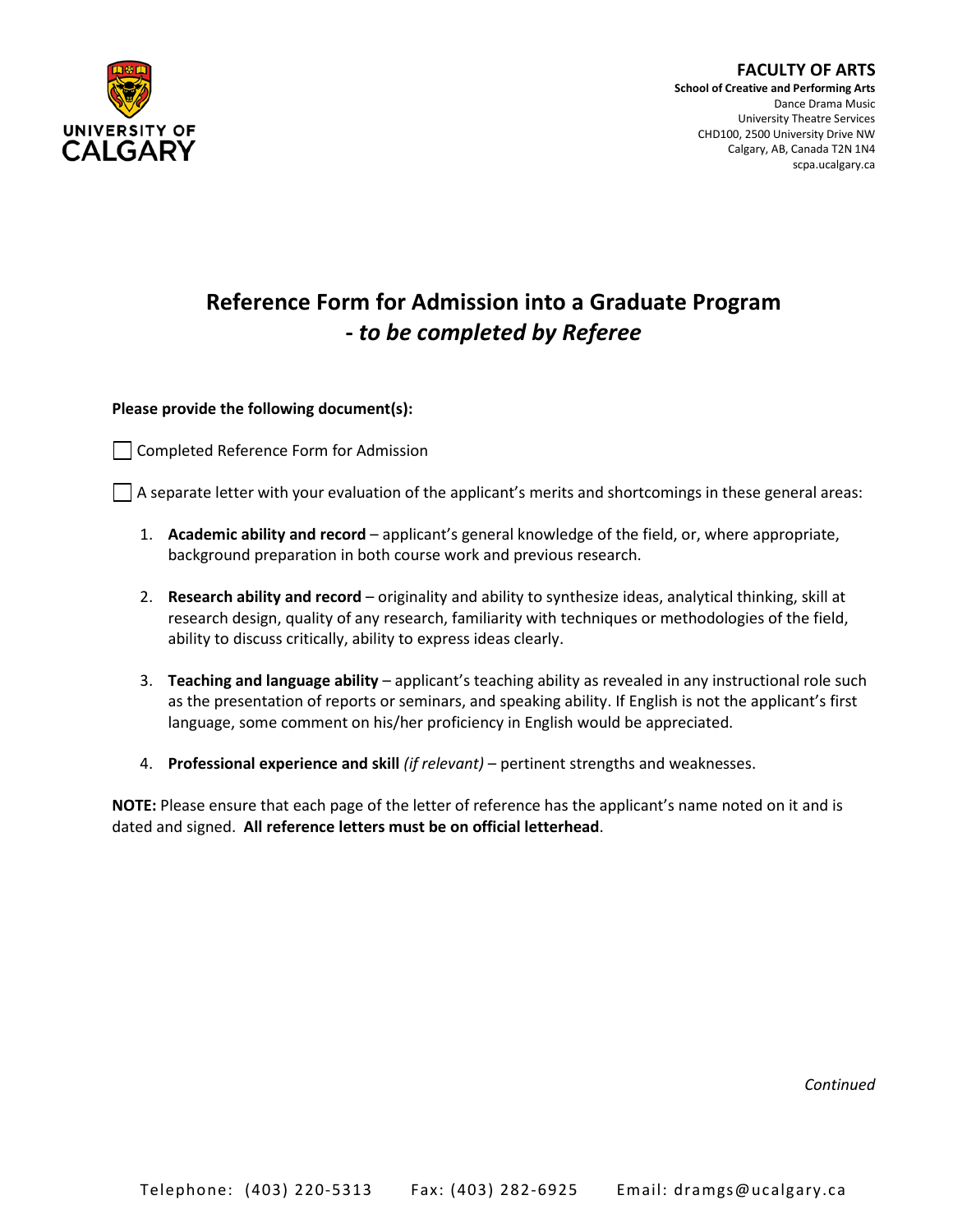**UNIVERSITY OF CALGARY**

**FACULTY OF ARTS**
**School of Creative and Performing Arts**
Dance Drama Music
University Theatre Services
CHD100, 2500 University Drive NW
Calgary, AB, Canada T2N 1N4
scpa.ucalgary.ca

# Reference Form for Admission into a Graduate Program
## *- to be completed by Referee*

**Please provide the following document(s):**

- [ ] Completed Reference Form for Admission
- [ ] A separate letter with your evaluation of the applicant's merits and shortcomings in these general areas:

1. **Academic ability and record** – applicant's general knowledge of the field, or, where appropriate, background preparation in both course work and previous research.
2. **Research ability and record** – originality and ability to synthesize ideas, analytical thinking, skill at research design, quality of any research, familiarity with techniques or methodologies of the field, ability to discuss critically, ability to express ideas clearly.
3. **Teaching and language ability** – applicant's teaching ability as revealed in any instructional role such as the presentation of reports or seminars, and speaking ability. If English is not the applicant's first language, some comment on his/her proficiency in English would be appreciated.
4. **Professional experience and skill** *(if relevant)* – pertinent strengths and weaknesses.

**NOTE:** Please ensure that each page of the letter of reference has the applicant's name noted on it and is dated and signed. **All reference letters must be on official letterhead**.

*Continued*

Telephone: (403) 220-5313 Fax: (403) 282-6925 Email: dramgs@ucalgary.ca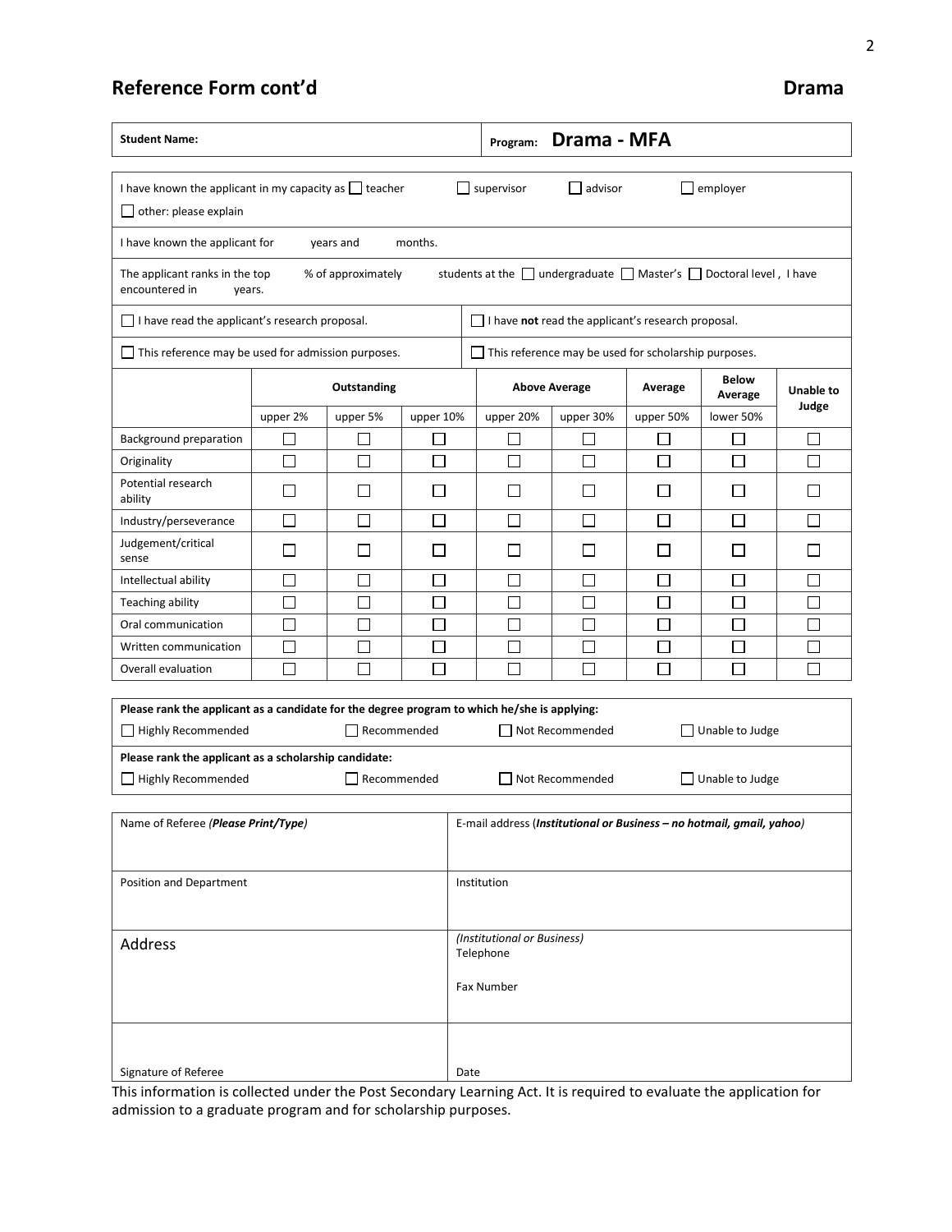## Reference Form cont'd **Drama**

| **Student Name:** | **Program: Drama - MFA** |
| --- | --- |

I have known the applicant in my capacity as ☐ teacher ☐ supervisor ☐ advisor ☐ employer
☐ other: please explain

I have known the applicant for years and months.

The applicant ranks in the top % of approximately students at the ☐ undergraduate ☐ Master's ☐ Doctoral level , I have encountered in years.

| | |
| --- | --- |
| ☐ I have read the applicant's research proposal. | ☐ I have **not** read the applicant's research proposal. |
| ☐ This reference may be used for admission purposes. | ☐ This reference may be used for scholarship purposes. |

| | **Outstanding** | | | **Above Average** | | **Average** | **Below Average** | **Unable to Judge** |
| --- | --- | --- | --- | --- | --- | --- | --- | --- |
| | upper 2% | upper 5% | upper 10% | upper 20% | upper 30% | upper 50% | lower 50% | |
| Background preparation | ☐ | ☐ | ☐ | ☐ | ☐ | ☐ | ☐ | ☐ |
| Originality | ☐ | ☐ | ☐ | ☐ | ☐ | ☐ | ☐ | ☐ |
| Potential research ability | ☐ | ☐ | ☐ | ☐ | ☐ | ☐ | ☐ | ☐ |
| Industry/perseverance | ☐ | ☐ | ☐ | ☐ | ☐ | ☐ | ☐ | ☐ |
| Judgement/critical sense | ☐ | ☐ | ☐ | ☐ | ☐ | ☐ | ☐ | ☐ |
| Intellectual ability | ☐ | ☐ | ☐ | ☐ | ☐ | ☐ | ☐ | ☐ |
| Teaching ability | ☐ | ☐ | ☐ | ☐ | ☐ | ☐ | ☐ | ☐ |
| Oral communication | ☐ | ☐ | ☐ | ☐ | ☐ | ☐ | ☐ | ☐ |
| Written communication | ☐ | ☐ | ☐ | ☐ | ☐ | ☐ | ☐ | ☐ |
| Overall evaluation | ☐ | ☐ | ☐ | ☐ | ☐ | ☐ | ☐ | ☐ |

**Please rank the applicant as a candidate for the degree program to which he/she is applying:**
☐ Highly Recommended ☐ Recommended ☐ Not Recommended ☐ Unable to Judge

**Please rank the applicant as a scholarship candidate:**
☐ Highly Recommended ☐ Recommended ☐ Not Recommended ☐ Unable to Judge

| | |
| --- | --- |
| Name of Referee *(**Please Print/Type**)* | E-mail address (***Institutional or Business – no hotmail, gmail, yahoo***) |
| Position and Department | Institution |
| Address | *(Institutional or Business)* Telephone<br>Fax Number |
| Signature of Referee | Date |

This information is collected under the Post Secondary Learning Act. It is required to evaluate the application for admission to a graduate program and for scholarship purposes.